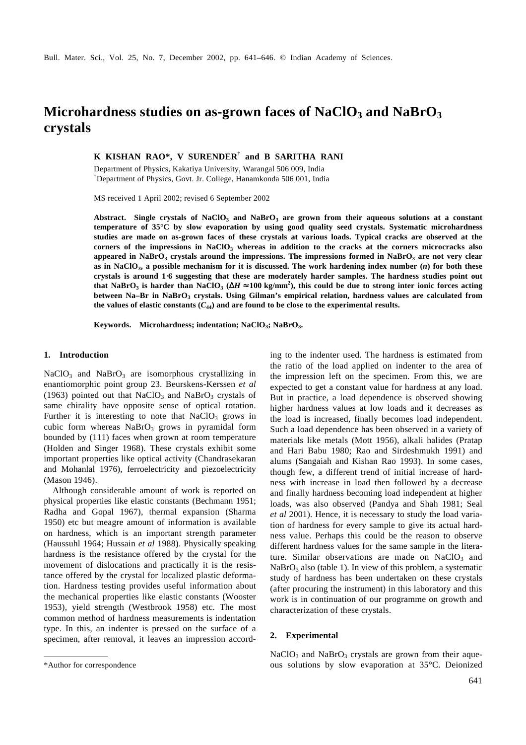# Microhardness studies on as-grown faces of $NaClO_3$ and $NaBrO_3$ crystals

**K KISHAN RAO\*, V SURENDER[†] and B SARITHA RANI**

Department of Physics, Kakatiya University, Warangal 506 009, India
[†]Department of Physics, Govt. Jr. College, Hanamkonda 506 001, India

MS received 1 April 2002; revised 6 September 2002

**Abstract.** **Single crystals of $NaClO_3$ and $NaBrO_3$ are grown from their aqueous solutions at a constant temperature of 35°C by slow evaporation by using good quality seed crystals. Systematic microhardness studies are made on as-grown faces of these crystals at various loads. Typical cracks are observed at the corners of the impressions in $NaClO_3$ whereas in addition to the cracks at the corners microcracks also appeared in $NaBrO_3$ crystals around the impressions. The impressions formed in $NaBrO_3$ are not very clear as in $NaClO_3$, a possible mechanism for it is discussed. The work hardening index number ($n$) for both these crystals is around 1·6 suggesting that these are moderately harder samples. The hardness studies point out that $NaBrO_3$ is harder than $NaClO_3$ ($\Delta H \approx 100$ kg/mm$^2$), this could be due to strong inter ionic forces acting between Na–Br in $NaBrO_3$ crystals. Using Gilman's empirical relation, hardness values are calculated from the values of elastic constants ($C_{44}$) and are found to be close to the experimental results.**

**Keywords.** **Microhardness; indentation; $NaClO_3$; $NaBrO_3$.**

## 1. Introduction

$NaClO_3$ and $NaBrO_3$ are isomorphous crystallizing in enantiomorphic point group 23. Beurskens-Kerssen *et al* (1963) pointed out that $NaClO_3$ and $NaBrO_3$ crystals of same chirality have opposite sense of optical rotation. Further it is interesting to note that $NaClO_3$ grows in cubic form whereas $NaBrO_3$ grows in pyramidal form bounded by (111) faces when grown at room temperature (Holden and Singer 1968). These crystals exhibit some important properties like optical activity (Chandrasekaran and Mohanlal 1976), ferroelectricity and piezoelectricity (Mason 1946).

Although considerable amount of work is reported on physical properties like elastic constants (Bechmann 1951; Radha and Gopal 1967), thermal expansion (Sharma 1950) etc but meagre amount of information is available on hardness, which is an important strength parameter (Haussuhl 1964; Hussain *et al* 1988). Physically speaking hardness is the resistance offered by the crystal for the movement of dislocations and practically it is the resistance offered by the crystal for localized plastic deformation. Hardness testing provides useful information about the mechanical properties like elastic constants (Wooster 1953), yield strength (Westbrook 1958) etc. The most common method of hardness measurements is indentation type. In this, an indenter is pressed on the surface of a specimen, after removal, it leaves an impression according to the indenter used. The hardness is estimated from the ratio of the load applied on indenter to the area of the impression left on the specimen. From this, we are expected to get a constant value for hardness at any load. But in practice, a load dependence is observed showing higher hardness values at low loads and it decreases as the load is increased, finally becomes load independent. Such a load dependence has been observed in a variety of materials like metals (Mott 1956), alkali halides (Pratap and Hari Babu 1980; Rao and Sirdeshmukh 1991) and alums (Sangaiah and Kishan Rao 1993). In some cases, though few, a different trend of initial increase of hardness with increase in load then followed by a decrease and finally hardness becoming load independent at higher loads, was also observed (Pandya and Shah 1981; Seal *et al* 2001). Hence, it is necessary to study the load variation of hardness for every sample to give its actual hardness value. Perhaps this could be the reason to observe different hardness values for the same sample in the literature. Similar observations are made on $NaClO_3$ and $NaBrO_3$ also (table 1). In view of this problem, a systematic study of hardness has been undertaken on these crystals (after procuring the instrument) in this laboratory and this work is in continuation of our programme on growth and characterization of these crystals.

## 2. Experimental

$NaClO_3$ and $NaBrO_3$ crystals are grown from their aqueous solutions by slow evaporation at 35°C. Deionized

\*Author for correspondence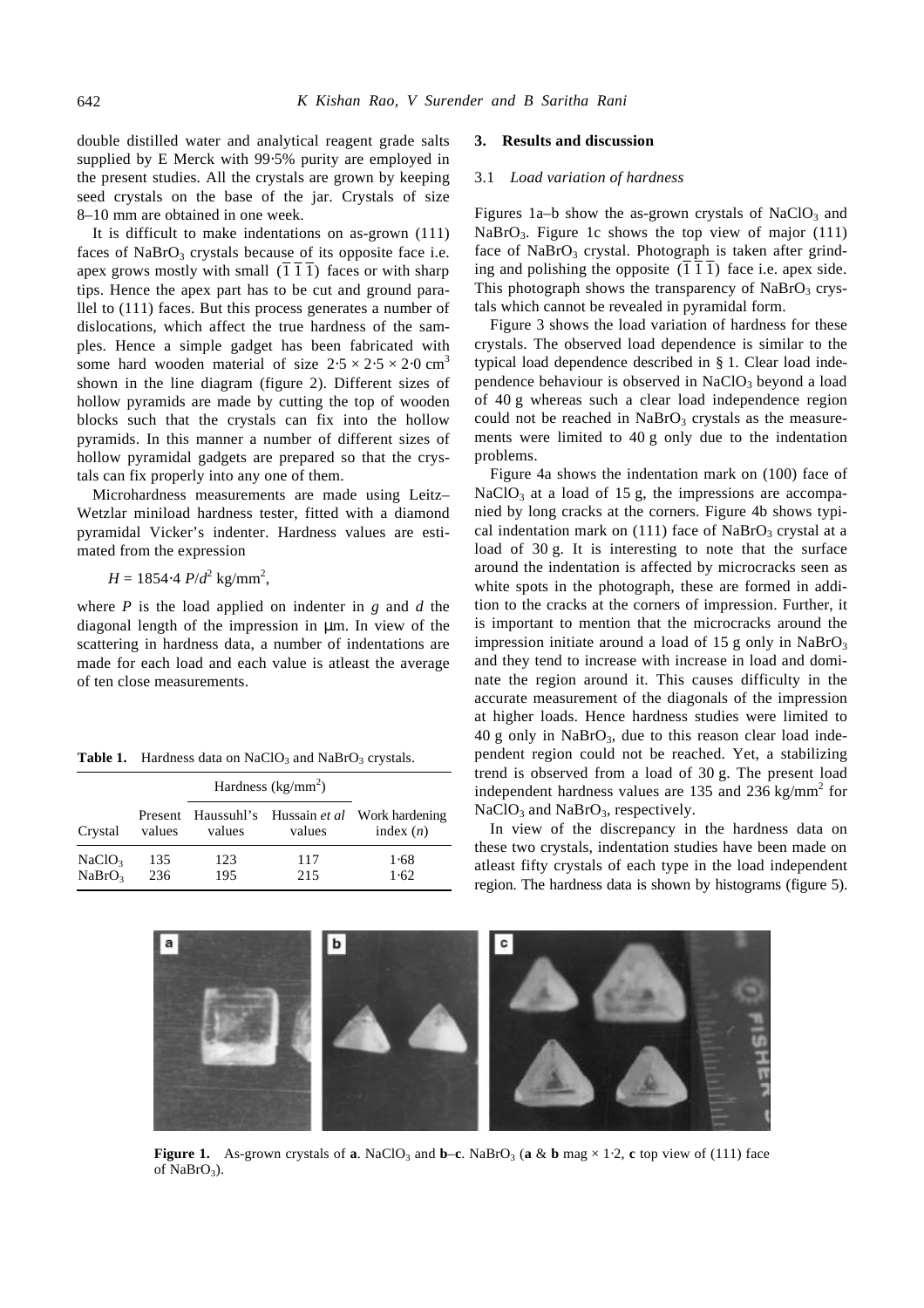double distilled water and analytical reagent grade salts supplied by E Merck with 99·5% purity are employed in the present studies. All the crystals are grown by keeping seed crystals on the base of the jar. Crystals of size 8–10 mm are obtained in one week.

It is difficult to make indentations on as-grown (111) faces of $NaBrO_3$ crystals because of its opposite face i.e. apex grows mostly with small $(\bar{1}\,\bar{1}\,\bar{1})$ faces or with sharp tips. Hence the apex part has to be cut and ground parallel to (111) faces. But this process generates a number of dislocations, which affect the true hardness of the samples. Hence a simple gadget has been fabricated with some hard wooden material of size $2{\cdot}5 \times 2{\cdot}5 \times 2{\cdot}0$ cm$^3$ shown in the line diagram (figure 2). Different sizes of hollow pyramids are made by cutting the top of wooden blocks such that the crystals can fix into the hollow pyramids. In this manner a number of different sizes of hollow pyramidal gadgets are prepared so that the crystals can fix properly into any one of them.

Microhardness measurements are made using Leitz–Wetzlar miniload hardness tester, fitted with a diamond pyramidal Vicker's indenter. Hardness values are estimated from the expression

$$H = 1854{\cdot}4\ P/d^2\ \text{kg/mm}^2,$$

where $P$ is the load applied on indenter in $g$ and $d$ the diagonal length of the impression in μm. In view of the scattering in hardness data, a number of indentations are made for each load and each value is atleast the average of ten close measurements.

**Table 1.** Hardness data on $NaClO_3$ and $NaBrO_3$ crystals.

| | Hardness (kg/mm$^2$) | | | |
|---|---|---|---|---|
| Crystal | Present values | Haussuhl's values | Hussain *et al* values | Work hardening index ($n$) |
| $NaClO_3$ | 135 | 123 | 117 | 1·68 |
| $NaBrO_3$ | 236 | 195 | 215 | 1·62 |

## 3. Results and discussion

### 3.1 *Load variation of hardness*

Figures 1a–b show the as-grown crystals of $NaClO_3$ and $NaBrO_3$. Figure 1c shows the top view of major (111) face of $NaBrO_3$ crystal. Photograph is taken after grinding and polishing the opposite $(\bar{1}\,\bar{1}\,\bar{1})$ face i.e. apex side. This photograph shows the transparency of $NaBrO_3$ crystals which cannot be revealed in pyramidal form.

Figure 3 shows the load variation of hardness for these crystals. The observed load dependence is similar to the typical load dependence described in § 1. Clear load independence behaviour is observed in $NaClO_3$ beyond a load of 40 g whereas such a clear load independence region could not be reached in $NaBrO_3$ crystals as the measurements were limited to 40 g only due to the indentation problems.

Figure 4a shows the indentation mark on (100) face of $NaClO_3$ at a load of 15 g, the impressions are accompanied by long cracks at the corners. Figure 4b shows typical indentation mark on (111) face of $NaBrO_3$ crystal at a load of 30 g. It is interesting to note that the surface around the indentation is affected by microcracks seen as white spots in the photograph, these are formed in addition to the cracks at the corners of impression. Further, it is important to mention that the microcracks around the impression initiate around a load of 15 g only in $NaBrO_3$ and they tend to increase with increase in load and dominate the region around it. This causes difficulty in the accurate measurement of the diagonals of the impression at higher loads. Hence hardness studies were limited to 40 g only in $NaBrO_3$, due to this reason clear load independent region could not be reached. Yet, a stabilizing trend is observed from a load of 30 g. The present load independent hardness values are 135 and 236 kg/mm$^2$ for $NaClO_3$ and $NaBrO_3$, respectively.

In view of the discrepancy in the hardness data on these two crystals, indentation studies have been made on atleast fifty crystals of each type in the load independent region. The hardness data is shown by histograms (figure 5).

**Figure 1.** As-grown crystals of **a**. $NaClO_3$ and **b–c**. $NaBrO_3$ (**a** & **b** mag × 1·2, **c** top view of (111) face of $NaBrO_3$).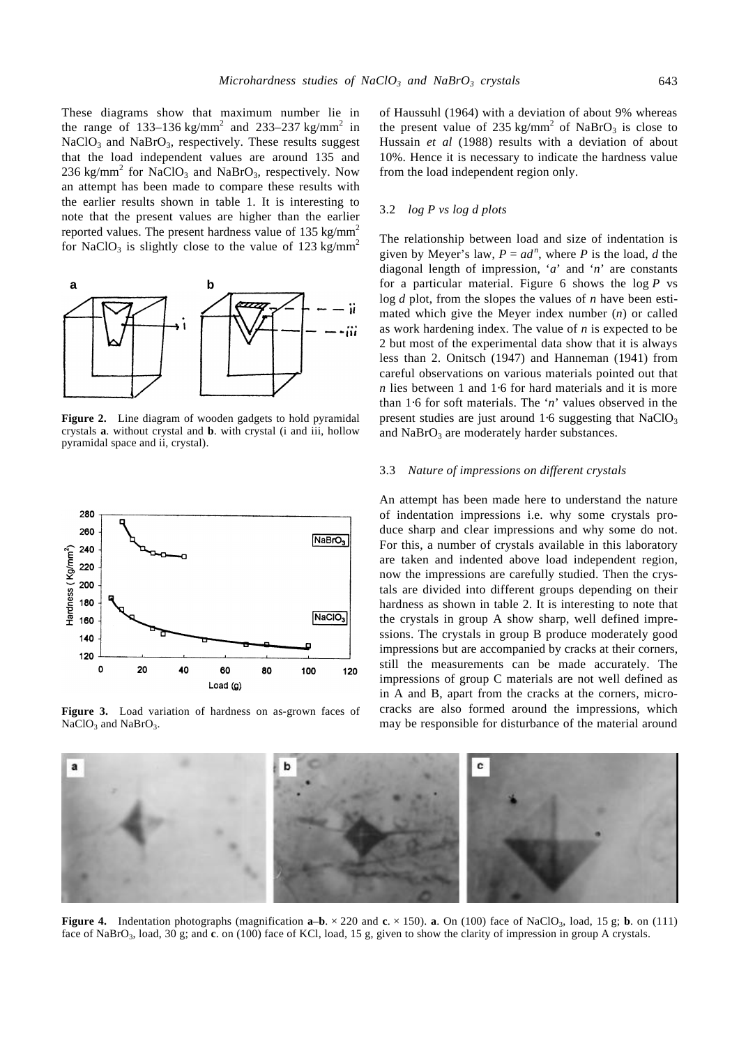These diagrams show that maximum number lie in the range of 133–136 kg/mm$^2$ and 233–237 kg/mm$^2$ in $NaClO_3$ and $NaBrO_3$, respectively. These results suggest that the load independent values are around 135 and 236 kg/mm$^2$ for $NaClO_3$ and $NaBrO_3$, respectively. Now an attempt has been made to compare these results with the earlier results shown in table 1. It is interesting to note that the present values are higher than the earlier reported values. The present hardness value of 135 kg/mm$^2$ for $NaClO_3$ is slightly close to the value of 123 kg/mm$^2$ of Haussuhl (1964) with a deviation of about 9% whereas the present value of 235 kg/mm$^2$ of $NaBrO_3$ is close to Hussain *et al* (1988) results with a deviation of about 10%. Hence it is necessary to indicate the hardness value from the load independent region only.

**Figure 2.** Line diagram of wooden gadgets to hold pyramidal crystals **a**. without crystal and **b**. with crystal (i and iii, hollow pyramidal space and ii, crystal).

**Figure 3.** Load variation of hardness on as-grown faces of $NaClO_3$ and $NaBrO_3$.

### 3.2 *log P vs log d plots*

The relationship between load and size of indentation is given by Meyer's law, $P = ad^n$, where $P$ is the load, $d$ the diagonal length of impression, '$a$' and '$n$' are constants for a particular material. Figure 6 shows the $\log P$ vs $\log d$ plot, from the slopes the values of $n$ have been estimated which give the Meyer index number ($n$) or called as work hardening index. The value of $n$ is expected to be 2 but most of the experimental data show that it is always less than 2. Onitsch (1947) and Hanneman (1941) from careful observations on various materials pointed out that $n$ lies between 1 and 1·6 for hard materials and it is more than 1·6 for soft materials. The '$n$' values observed in the present studies are just around 1·6 suggesting that $NaClO_3$ and $NaBrO_3$ are moderately harder substances.

### 3.3 *Nature of impressions on different crystals*

An attempt has been made here to understand the nature of indentation impressions i.e. why some crystals produce sharp and clear impressions and why some do not. For this, a number of crystals available in this laboratory are taken and indented above load independent region, now the impressions are carefully studied. Then the crystals are divided into different groups depending on their hardness as shown in table 2. It is interesting to note that the crystals in group A show sharp, well defined impressions. The crystals in group B produce moderately good impressions but are accompanied by cracks at their corners, still the measurements can be made accurately. The impressions of group C materials are not well defined as in A and B, apart from the cracks at the corners, microcracks are also formed around the impressions, which may be responsible for disturbance of the material around

**Figure 4.** Indentation photographs (magnification **a**–**b**. × 220 and **c**. × 150). **a**. On (100) face of $NaClO_3$, load, 15 g; **b**. on (111) face of $NaBrO_3$, load, 30 g; and **c**. on (100) face of KCl, load, 15 g, given to show the clarity of impression in group A crystals.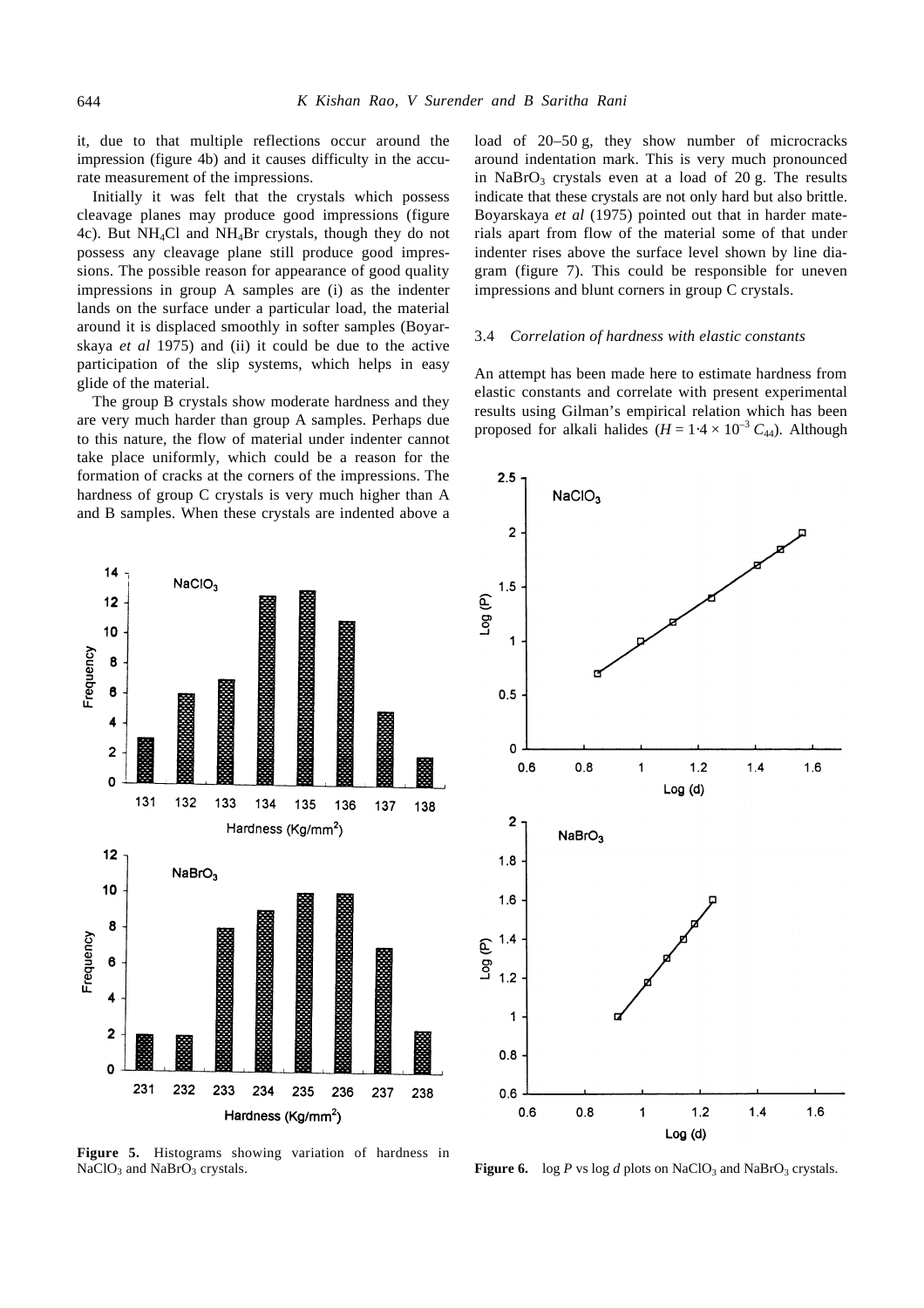it, due to that multiple reflections occur around the impression (figure 4b) and it causes difficulty in the accurate measurement of the impressions.

Initially it was felt that the crystals which possess cleavage planes may produce good impressions (figure 4c). But $NH_4Cl$ and $NH_4Br$ crystals, though they do not possess any cleavage plane still produce good impressions. The possible reason for appearance of good quality impressions in group A samples are (i) as the indenter lands on the surface under a particular load, the material around it is displaced smoothly in softer samples (Boyarskaya *et al* 1975) and (ii) it could be due to the active participation of the slip systems, which helps in easy glide of the material.

The group B crystals show moderate hardness and they are very much harder than group A samples. Perhaps due to this nature, the flow of material under indenter cannot take place uniformly, which could be a reason for the formation of cracks at the corners of the impressions. The hardness of group C crystals is very much higher than A and B samples. When these crystals are indented above a load of 20–50 g, they show number of microcracks around indentation mark. This is very much pronounced in $NaBrO_3$ crystals even at a load of 20 g. The results indicate that these crystals are not only hard but also brittle. Boyarskaya *et al* (1975) pointed out that in harder materials apart from flow of the material some of that under indenter rises above the surface level shown by line diagram (figure 7). This could be responsible for uneven impressions and blunt corners in group C crystals.

**Figure 5.** Histograms showing variation of hardness in $NaClO_3$ and $NaBrO_3$ crystals.

**Figure 6.** log $P$ vs log $d$ plots on $NaClO_3$ and $NaBrO_3$ crystals.

### 3.4 *Correlation of hardness with elastic constants*

An attempt has been made here to estimate hardness from elastic constants and correlate with present experimental results using Gilman's empirical relation which has been proposed for alkali halides ($H = 1{\cdot}4 \times 10^{-3}\, C_{44}$). Although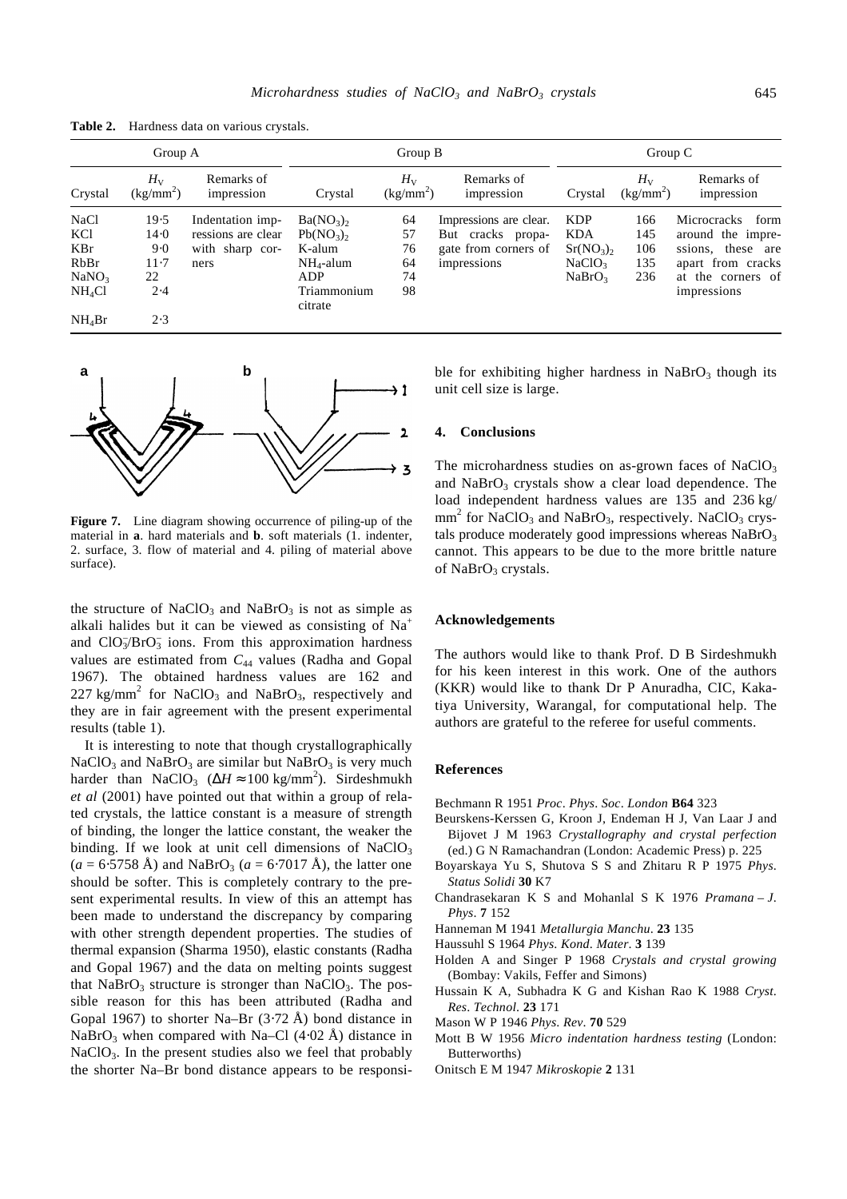**Table 2.** Hardness data on various crystals.

| Group A | | | Group B | | | Group C | | |
|---|---|---|---|---|---|---|---|---|
| Crystal | $H_V$ (kg/mm$^2$) | Remarks of impression | Crystal | $H_V$ (kg/mm$^2$) | Remarks of impression | Crystal | $H_V$ (kg/mm$^2$) | Remarks of impression |
| NaCl | 19·5 | Indentation impressions are clear with sharp corners | $Ba(NO_3)_2$ | 64 | Impressions are clear. But cracks propagate from corners of impressions | KDP | 166 | Microcracks form around the impressions, these are apart from cracks at the corners of impressions |
| KCl | 14·0 | | $Pb(NO_3)_2$ | 57 | | KDA | 145 | |
| KBr | 9·0 | | K-alum | 76 | | $Sr(NO_3)_2$ | 106 | |
| RbBr | 11·7 | | $NH_4$-alum | 64 | | $NaClO_3$ | 135 | |
| $NaNO_3$ | 22 | | ADP | 74 | | $NaBrO_3$ | 236 | |
| $NH_4Cl$ | 2·4 | | Triammonium citrate | 98 | | | | |
| $NH_4Br$ | 2·3 | | | | | | | |

**Figure 7.** Line diagram showing occurrence of piling-up of the material in **a**. hard materials and **b**. soft materials (1. indenter, 2. surface, 3. flow of material and 4. piling of material above surface).

the structure of $NaClO_3$ and $NaBrO_3$ is not as simple as alkali halides but it can be viewed as consisting of $Na^+$ and $ClO_3^-/BrO_3^-$ ions. From this approximation hardness values are estimated from $C_{44}$ values (Radha and Gopal 1967). The obtained hardness values are 162 and 227 kg/mm$^2$ for $NaClO_3$ and $NaBrO_3$, respectively and they are in fair agreement with the present experimental results (table 1).

It is interesting to note that though crystallographically $NaClO_3$ and $NaBrO_3$ are similar but $NaBrO_3$ is very much harder than $NaClO_3$ ($\Delta H \approx 100$ kg/mm$^2$). Sirdeshmukh *et al* (2001) have pointed out that within a group of related crystals, the lattice constant is a measure of strength of binding, the longer the lattice constant, the weaker the binding. If we look at unit cell dimensions of $NaClO_3$ ($a = 6{\cdot}5758$ Å) and $NaBrO_3$ ($a = 6{\cdot}7017$ Å), the latter one should be softer. This is completely contrary to the present experimental results. In view of this an attempt has been made to understand the discrepancy by comparing with other strength dependent properties. The studies of thermal expansion (Sharma 1950), elastic constants (Radha and Gopal 1967) and the data on melting points suggest that $NaBrO_3$ structure is stronger than $NaClO_3$. The possible reason for this has been attributed (Radha and Gopal 1967) to shorter Na–Br (3·72 Å) bond distance in $NaBrO_3$ when compared with Na–Cl (4·02 Å) distance in $NaClO_3$. In the present studies also we feel that probably the shorter Na–Br bond distance appears to be responsible for exhibiting higher hardness in $NaBrO_3$ though its unit cell size is large.

## 4. Conclusions

The microhardness studies on as-grown faces of $NaClO_3$ and $NaBrO_3$ crystals show a clear load dependence. The load independent hardness values are 135 and 236 kg/mm$^2$ for $NaClO_3$ and $NaBrO_3$, respectively. $NaClO_3$ crystals produce moderately good impressions whereas $NaBrO_3$ cannot. This appears to be due to the more brittle nature of $NaBrO_3$ crystals.

## Acknowledgements

The authors would like to thank Prof. D B Sirdeshmukh for his keen interest in this work. One of the authors (KKR) would like to thank Dr P Anuradha, CIC, Kakatiya University, Warangal, for computational help. The authors are grateful to the referee for useful comments.

## References

Bechmann R 1951 *Proc. Phys. Soc. London* **B64** 323

Beurskens-Kerssen G, Kroon J, Endeman H J, Van Laar J and Bijovet J M 1963 *Crystallography and crystal perfection* (ed.) G N Ramachandran (London: Academic Press) p. 225

Boyarskaya Yu S, Shutova S S and Zhitaru R P 1975 *Phys. Status Solidi* **30** K7

Chandrasekaran K S and Mohanlal S K 1976 *Pramana – J. Phys.* **7** 152

Hanneman M 1941 *Metallurgia Manchu.* **23** 135

Haussuhl S 1964 *Phys. Kond. Mater.* **3** 139

Holden A and Singer P 1968 *Crystals and crystal growing* (Bombay: Vakils, Feffer and Simons)

Hussain K A, Subhadra K G and Kishan Rao K 1988 *Cryst. Res. Technol.* **23** 171

Mason W P 1946 *Phys. Rev.* **70** 529

Mott B W 1956 *Micro indentation hardness testing* (London: Butterworths)

Onitsch E M 1947 *Mikroskopie* **2** 131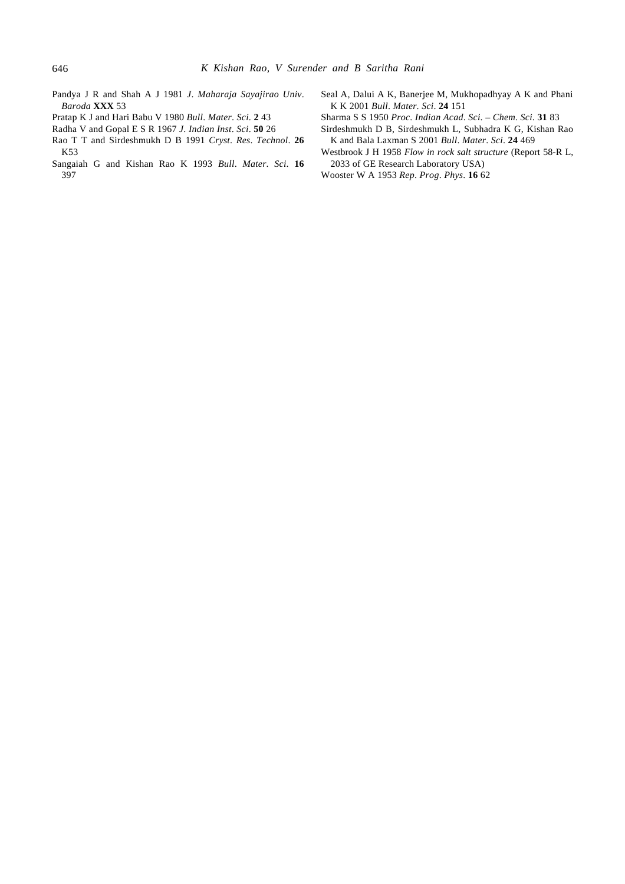Pandya J R and Shah A J 1981 *J. Maharaja Sayajirao Univ. Baroda* **XXX** 53

Pratap K J and Hari Babu V 1980 *Bull. Mater. Sci.* **2** 43

Radha V and Gopal E S R 1967 *J. Indian Inst. Sci.* **50** 26

Rao T T and Sirdeshmukh D B 1991 *Cryst. Res. Technol.* **26** K53

Sangaiah G and Kishan Rao K 1993 *Bull. Mater. Sci.* **16** 397

Seal A, Dalui A K, Banerjee M, Mukhopadhyay A K and Phani K K 2001 *Bull. Mater. Sci.* **24** 151

Sharma S S 1950 *Proc. Indian Acad. Sci. – Chem. Sci.* **31** 83

Sirdeshmukh D B, Sirdeshmukh L, Subhadra K G, Kishan Rao K and Bala Laxman S 2001 *Bull. Mater. Sci.* **24** 469

Westbrook J H 1958 *Flow in rock salt structure* (Report 58-R L, 2033 of GE Research Laboratory USA)

Wooster W A 1953 *Rep. Prog. Phys.* **16** 62